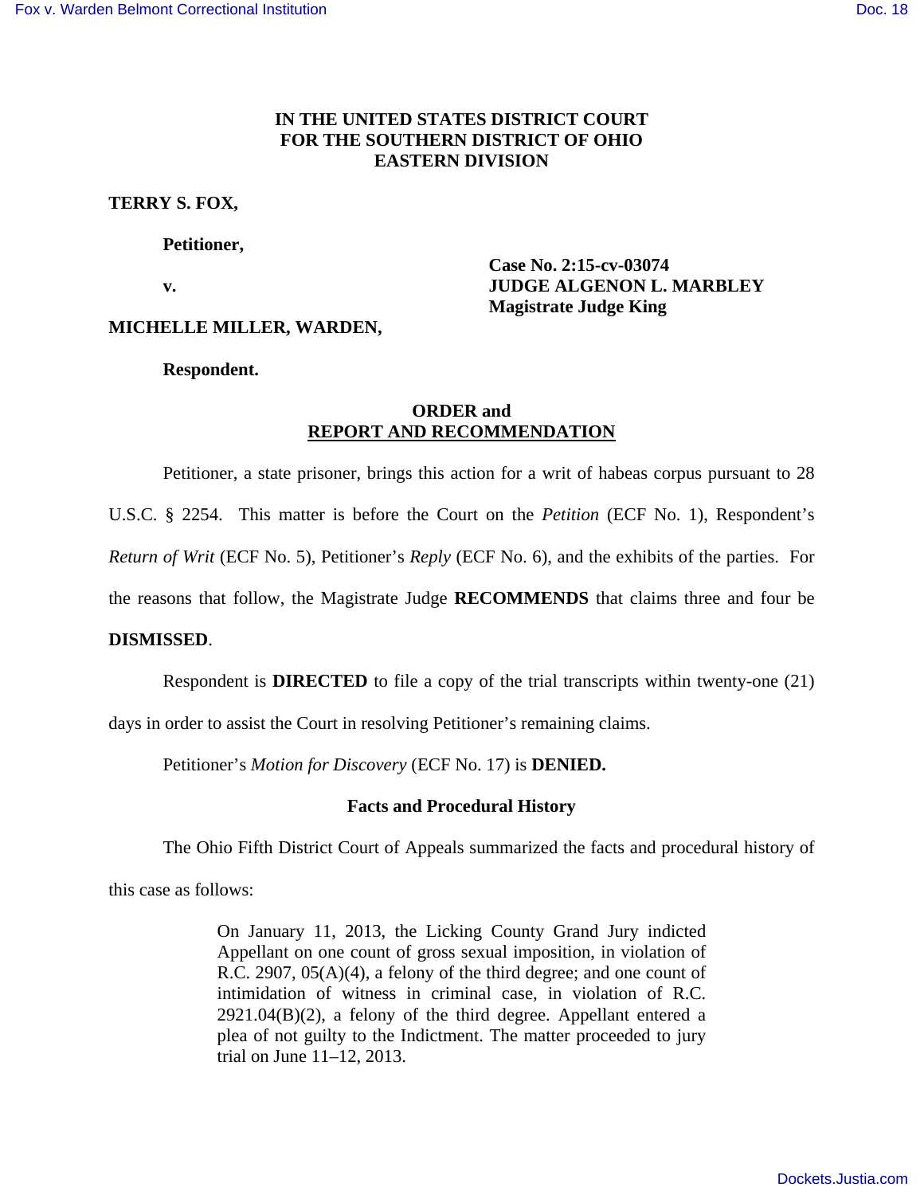**IN THE UNITED STATES DISTRICT COURT**
**FOR THE SOUTHERN DISTRICT OF OHIO**
**EASTERN DIVISION**

**TERRY S. FOX,**

**Petitioner,**

**v.**

**Case No. 2:15-cv-03074**
**JUDGE ALGENON L. MARBLEY**
**Magistrate Judge King**

**MICHELLE MILLER, WARDEN,**

**Respondent.**

## ORDER and REPORT AND RECOMMENDATION

Petitioner, a state prisoner, brings this action for a writ of habeas corpus pursuant to 28 U.S.C. § 2254. This matter is before the Court on the *Petition* (ECF No. 1), Respondent's *Return of Writ* (ECF No. 5), Petitioner's *Reply* (ECF No. 6), and the exhibits of the parties. For the reasons that follow, the Magistrate Judge **RECOMMENDS** that claims three and four be **DISMISSED**.

Respondent is **DIRECTED** to file a copy of the trial transcripts within twenty-one (21) days in order to assist the Court in resolving Petitioner's remaining claims.

Petitioner's *Motion for Discovery* (ECF No. 17) is **DENIED.**

### Facts and Procedural History

The Ohio Fifth District Court of Appeals summarized the facts and procedural history of this case as follows:

> On January 11, 2013, the Licking County Grand Jury indicted Appellant on one count of gross sexual imposition, in violation of R.C. 2907, 05(A)(4), a felony of the third degree; and one count of intimidation of witness in criminal case, in violation of R.C. 2921.04(B)(2), a felony of the third degree. Appellant entered a plea of not guilty to the Indictment. The matter proceeded to jury trial on June 11–12, 2013.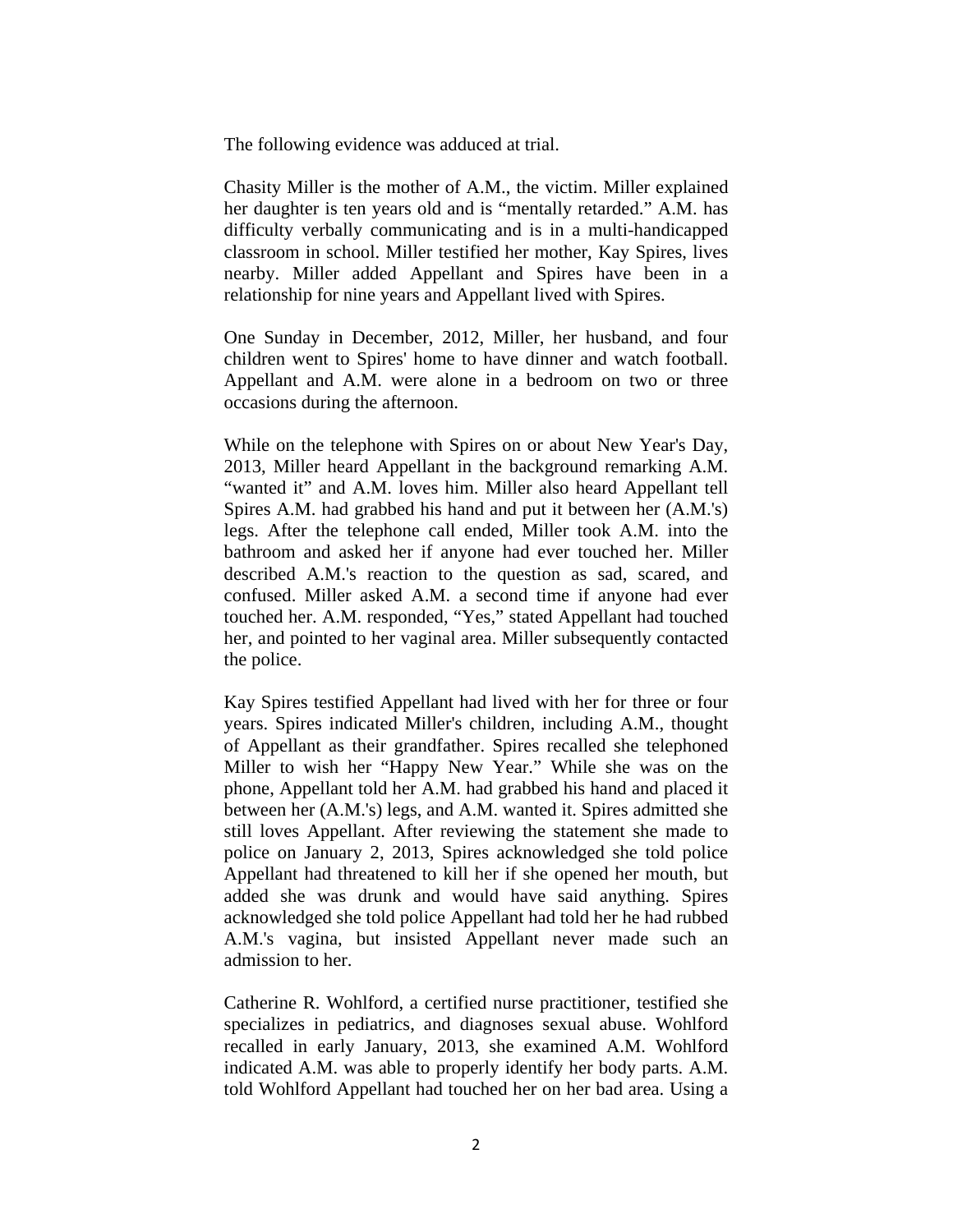The following evidence was adduced at trial.

Chasity Miller is the mother of A.M., the victim. Miller explained her daughter is ten years old and is "mentally retarded." A.M. has difficulty verbally communicating and is in a multi-handicapped classroom in school. Miller testified her mother, Kay Spires, lives nearby. Miller added Appellant and Spires have been in a relationship for nine years and Appellant lived with Spires.

One Sunday in December, 2012, Miller, her husband, and four children went to Spires' home to have dinner and watch football. Appellant and A.M. were alone in a bedroom on two or three occasions during the afternoon.

While on the telephone with Spires on or about New Year's Day, 2013, Miller heard Appellant in the background remarking A.M. "wanted it" and A.M. loves him. Miller also heard Appellant tell Spires A.M. had grabbed his hand and put it between her (A.M.'s) legs. After the telephone call ended, Miller took A.M. into the bathroom and asked her if anyone had ever touched her. Miller described A.M.'s reaction to the question as sad, scared, and confused. Miller asked A.M. a second time if anyone had ever touched her. A.M. responded, "Yes," stated Appellant had touched her, and pointed to her vaginal area. Miller subsequently contacted the police.

Kay Spires testified Appellant had lived with her for three or four years. Spires indicated Miller's children, including A.M., thought of Appellant as their grandfather. Spires recalled she telephoned Miller to wish her "Happy New Year." While she was on the phone, Appellant told her A.M. had grabbed his hand and placed it between her (A.M.'s) legs, and A.M. wanted it. Spires admitted she still loves Appellant. After reviewing the statement she made to police on January 2, 2013, Spires acknowledged she told police Appellant had threatened to kill her if she opened her mouth, but added she was drunk and would have said anything. Spires acknowledged she told police Appellant had told her he had rubbed A.M.'s vagina, but insisted Appellant never made such an admission to her.

Catherine R. Wohlford, a certified nurse practitioner, testified she specializes in pediatrics, and diagnoses sexual abuse. Wohlford recalled in early January, 2013, she examined A.M. Wohlford indicated A.M. was able to properly identify her body parts. A.M. told Wohlford Appellant had touched her on her bad area. Using a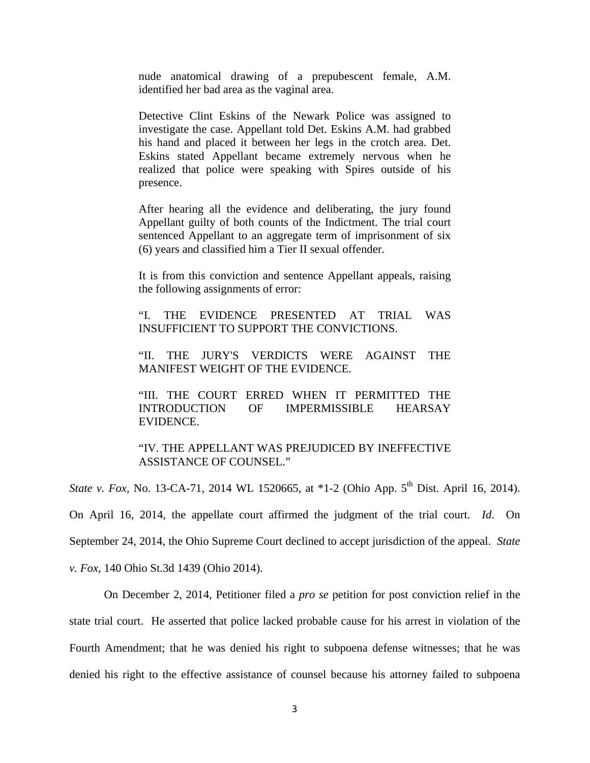> nude anatomical drawing of a prepubescent female, A.M. identified her bad area as the vaginal area.
>
> Detective Clint Eskins of the Newark Police was assigned to investigate the case. Appellant told Det. Eskins A.M. had grabbed his hand and placed it between her legs in the crotch area. Det. Eskins stated Appellant became extremely nervous when he realized that police were speaking with Spires outside of his presence.
>
> After hearing all the evidence and deliberating, the jury found Appellant guilty of both counts of the Indictment. The trial court sentenced Appellant to an aggregate term of imprisonment of six (6) years and classified him a Tier II sexual offender.
>
> It is from this conviction and sentence Appellant appeals, raising the following assignments of error:
>
> "I. THE EVIDENCE PRESENTED AT TRIAL WAS INSUFFICIENT TO SUPPORT THE CONVICTIONS.
>
> "II. THE JURY'S VERDICTS WERE AGAINST THE MANIFEST WEIGHT OF THE EVIDENCE.
>
> "III. THE COURT ERRED WHEN IT PERMITTED THE INTRODUCTION OF IMPERMISSIBLE HEARSAY EVIDENCE.
>
> "IV. THE APPELLANT WAS PREJUDICED BY INEFFECTIVE ASSISTANCE OF COUNSEL."

*State v. Fox,* No. 13-CA-71, 2014 WL 1520665, at *1-2 (Ohio App. 5th Dist. April 16, 2014). On April 16, 2014, the appellate court affirmed the judgment of the trial court. *Id.* On September 24, 2014, the Ohio Supreme Court declined to accept jurisdiction of the appeal. *State v. Fox,* 140 Ohio St.3d 1439 (Ohio 2014).

On December 2, 2014, Petitioner filed a *pro se* petition for post conviction relief in the state trial court. He asserted that police lacked probable cause for his arrest in violation of the Fourth Amendment; that he was denied his right to subpoena defense witnesses; that he was denied his right to the effective assistance of counsel because his attorney failed to subpoena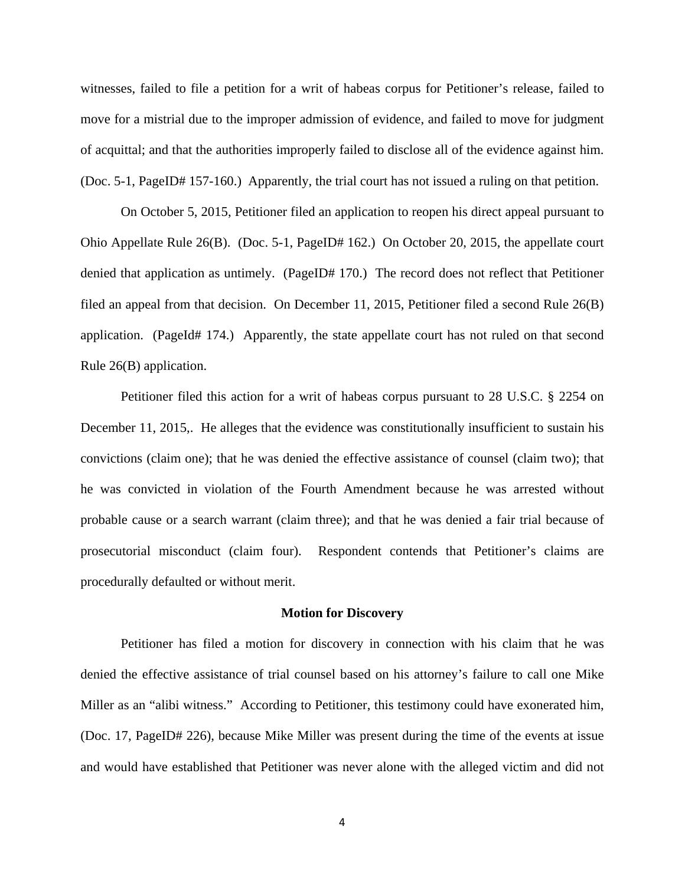witnesses, failed to file a petition for a writ of habeas corpus for Petitioner's release, failed to move for a mistrial due to the improper admission of evidence, and failed to move for judgment of acquittal; and that the authorities improperly failed to disclose all of the evidence against him. (Doc. 5-1, PageID# 157-160.) Apparently, the trial court has not issued a ruling on that petition.

On October 5, 2015, Petitioner filed an application to reopen his direct appeal pursuant to Ohio Appellate Rule 26(B). (Doc. 5-1, PageID# 162.) On October 20, 2015, the appellate court denied that application as untimely. (PageID# 170.) The record does not reflect that Petitioner filed an appeal from that decision. On December 11, 2015, Petitioner filed a second Rule 26(B) application. (PageId# 174.) Apparently, the state appellate court has not ruled on that second Rule 26(B) application.

Petitioner filed this action for a writ of habeas corpus pursuant to 28 U.S.C. § 2254 on December 11, 2015,. He alleges that the evidence was constitutionally insufficient to sustain his convictions (claim one); that he was denied the effective assistance of counsel (claim two); that he was convicted in violation of the Fourth Amendment because he was arrested without probable cause or a search warrant (claim three); and that he was denied a fair trial because of prosecutorial misconduct (claim four). Respondent contends that Petitioner's claims are procedurally defaulted or without merit.

**Motion for Discovery**

Petitioner has filed a motion for discovery in connection with his claim that he was denied the effective assistance of trial counsel based on his attorney's failure to call one Mike Miller as an "alibi witness." According to Petitioner, this testimony could have exonerated him, (Doc. 17, PageID# 226), because Mike Miller was present during the time of the events at issue and would have established that Petitioner was never alone with the alleged victim and did not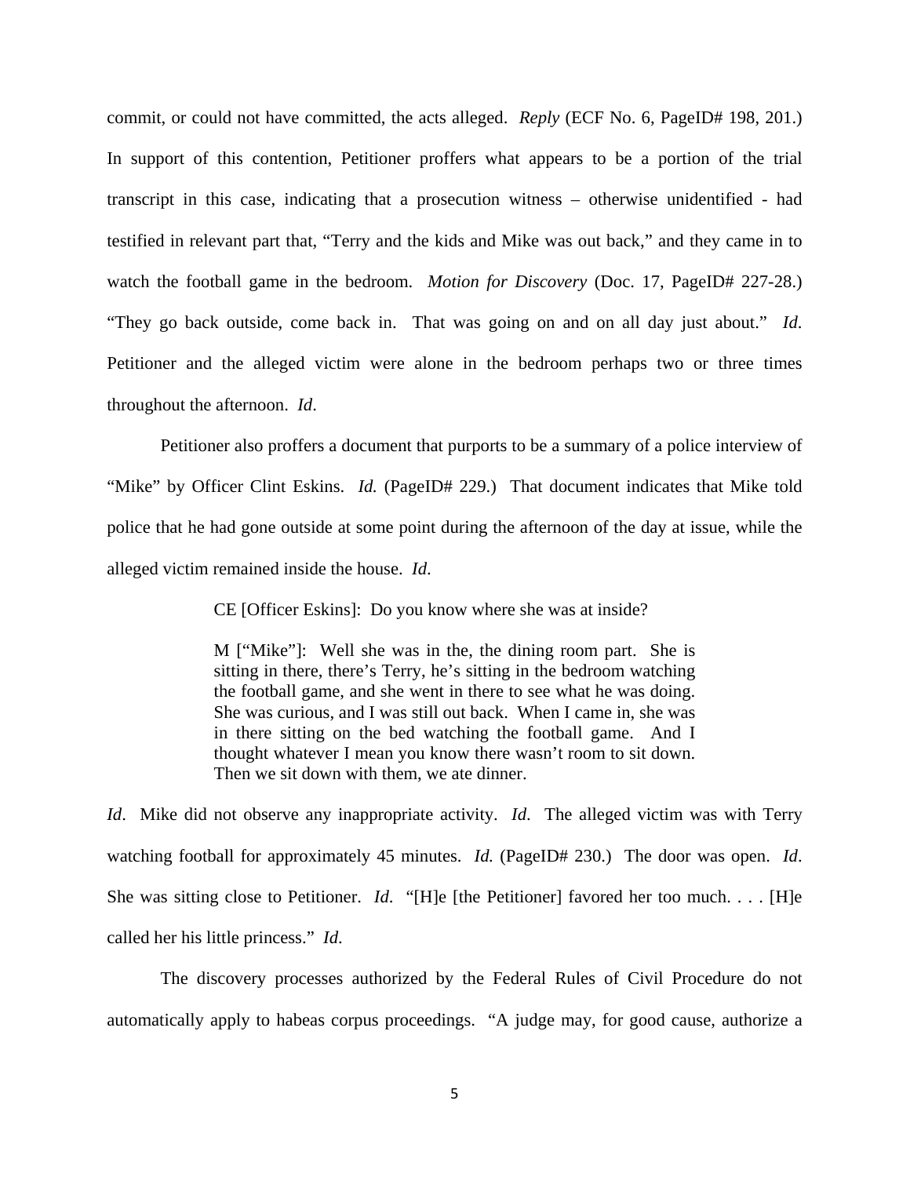commit, or could not have committed, the acts alleged. *Reply* (ECF No. 6, PageID# 198, 201.) In support of this contention, Petitioner proffers what appears to be a portion of the trial transcript in this case, indicating that a prosecution witness – otherwise unidentified - had testified in relevant part that, "Terry and the kids and Mike was out back," and they came in to watch the football game in the bedroom. *Motion for Discovery* (Doc. 17, PageID# 227-28.) "They go back outside, come back in. That was going on and on all day just about." *Id.* Petitioner and the alleged victim were alone in the bedroom perhaps two or three times throughout the afternoon. *Id*.

Petitioner also proffers a document that purports to be a summary of a police interview of "Mike" by Officer Clint Eskins. *Id.* (PageID# 229.) That document indicates that Mike told police that he had gone outside at some point during the afternoon of the day at issue, while the alleged victim remained inside the house. *Id*.

> CE [Officer Eskins]: Do you know where she was at inside?
>
> M ["Mike"]: Well she was in the, the dining room part. She is sitting in there, there's Terry, he's sitting in the bedroom watching the football game, and she went in there to see what he was doing. She was curious, and I was still out back. When I came in, she was in there sitting on the bed watching the football game. And I thought whatever I mean you know there wasn't room to sit down. Then we sit down with them, we ate dinner.

*Id*. Mike did not observe any inappropriate activity. *Id*. The alleged victim was with Terry watching football for approximately 45 minutes. *Id.* (PageID# 230.) The door was open. *Id*. She was sitting close to Petitioner. *Id*. "[H]e [the Petitioner] favored her too much. . . . [H]e called her his little princess." *Id*.

The discovery processes authorized by the Federal Rules of Civil Procedure do not automatically apply to habeas corpus proceedings. "A judge may, for good cause, authorize a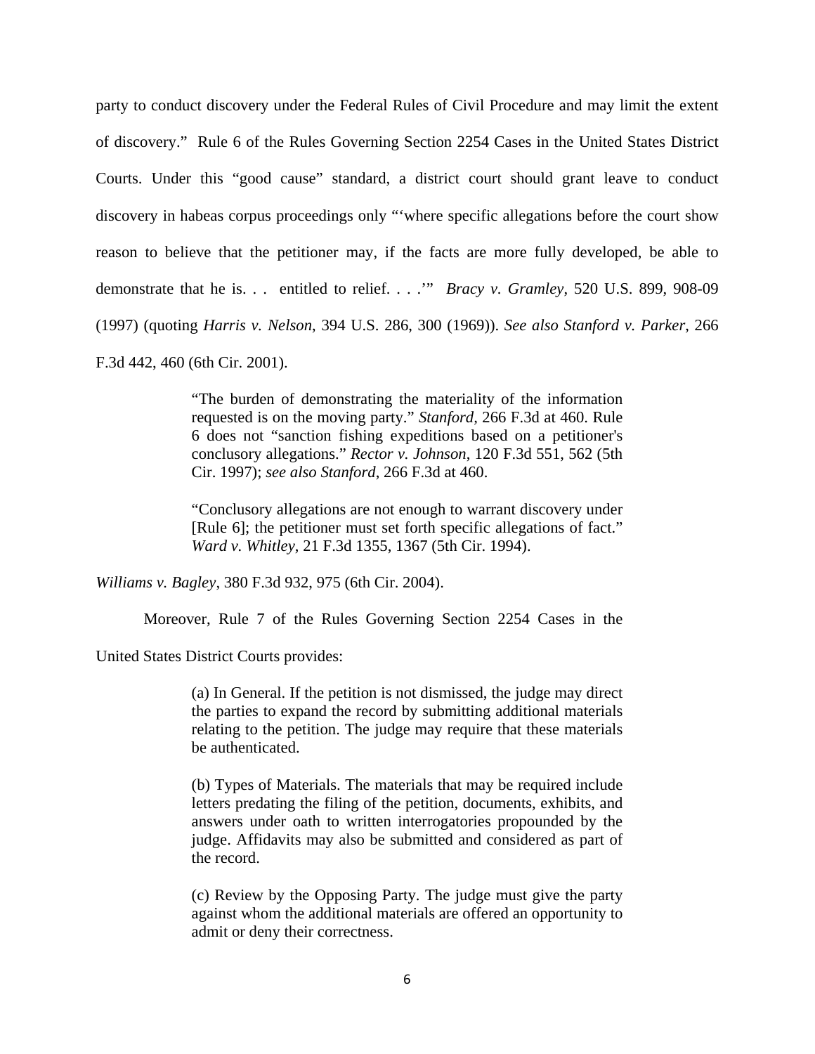party to conduct discovery under the Federal Rules of Civil Procedure and may limit the extent of discovery." Rule 6 of the Rules Governing Section 2254 Cases in the United States District Courts. Under this "good cause" standard, a district court should grant leave to conduct discovery in habeas corpus proceedings only "'where specific allegations before the court show reason to believe that the petitioner may, if the facts are more fully developed, be able to demonstrate that he is. . . entitled to relief. . . .'" *Bracy v. Gramley*, 520 U.S. 899, 908-09 (1997) (quoting *Harris v. Nelson*, 394 U.S. 286, 300 (1969)). *See also Stanford v. Parker*, 266 F.3d 442, 460 (6th Cir. 2001).

> "The burden of demonstrating the materiality of the information requested is on the moving party." *Stanford*, 266 F.3d at 460. Rule 6 does not "sanction fishing expeditions based on a petitioner's conclusory allegations." *Rector v. Johnson*, 120 F.3d 551, 562 (5th Cir. 1997); *see also Stanford*, 266 F.3d at 460.
>
> "Conclusory allegations are not enough to warrant discovery under [Rule 6]; the petitioner must set forth specific allegations of fact." *Ward v. Whitley*, 21 F.3d 1355, 1367 (5th Cir. 1994).

*Williams v. Bagley*, 380 F.3d 932, 975 (6th Cir. 2004).

Moreover, Rule 7 of the Rules Governing Section 2254 Cases in the United States District Courts provides:

> (a) In General. If the petition is not dismissed, the judge may direct the parties to expand the record by submitting additional materials relating to the petition. The judge may require that these materials be authenticated.
>
> (b) Types of Materials. The materials that may be required include letters predating the filing of the petition, documents, exhibits, and answers under oath to written interrogatories propounded by the judge. Affidavits may also be submitted and considered as part of the record.
>
> (c) Review by the Opposing Party. The judge must give the party against whom the additional materials are offered an opportunity to admit or deny their correctness.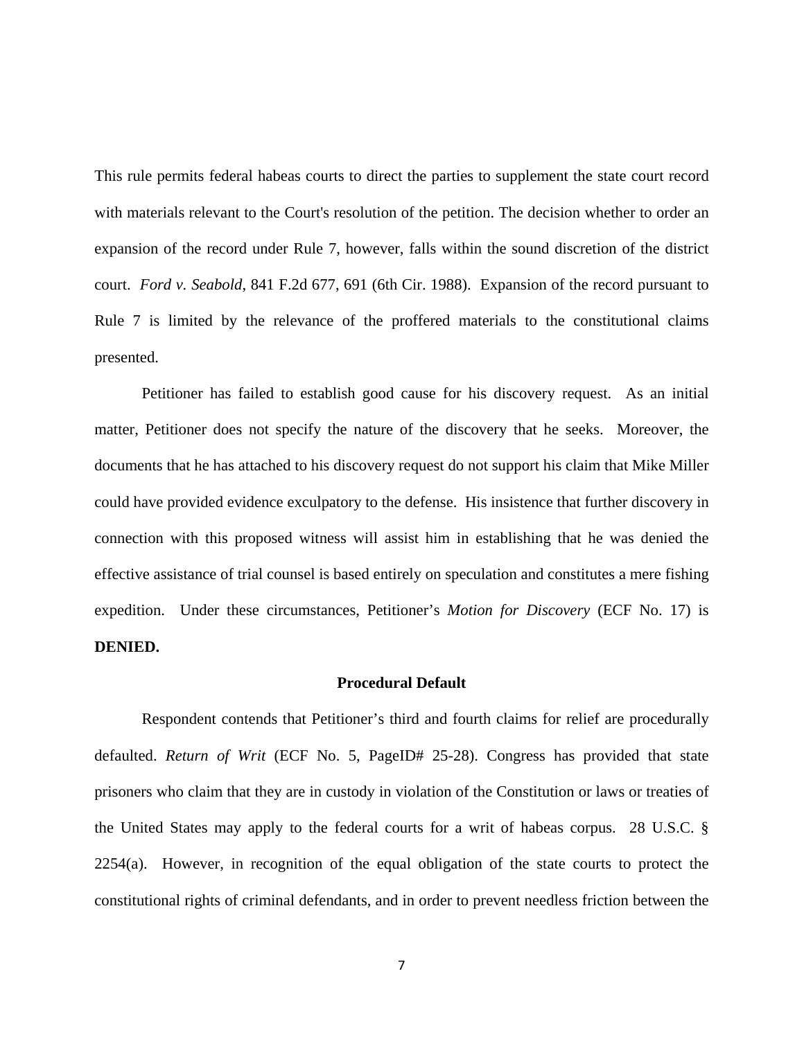This rule permits federal habeas courts to direct the parties to supplement the state court record with materials relevant to the Court's resolution of the petition. The decision whether to order an expansion of the record under Rule 7, however, falls within the sound discretion of the district court. *Ford v. Seabold*, 841 F.2d 677, 691 (6th Cir. 1988). Expansion of the record pursuant to Rule 7 is limited by the relevance of the proffered materials to the constitutional claims presented.

Petitioner has failed to establish good cause for his discovery request. As an initial matter, Petitioner does not specify the nature of the discovery that he seeks. Moreover, the documents that he has attached to his discovery request do not support his claim that Mike Miller could have provided evidence exculpatory to the defense. His insistence that further discovery in connection with this proposed witness will assist him in establishing that he was denied the effective assistance of trial counsel is based entirely on speculation and constitutes a mere fishing expedition. Under these circumstances, Petitioner's *Motion for Discovery* (ECF No. 17) is **DENIED.**

**Procedural Default**

Respondent contends that Petitioner's third and fourth claims for relief are procedurally defaulted. *Return of Writ* (ECF No. 5, PageID# 25-28). Congress has provided that state prisoners who claim that they are in custody in violation of the Constitution or laws or treaties of the United States may apply to the federal courts for a writ of habeas corpus. 28 U.S.C. § 2254(a). However, in recognition of the equal obligation of the state courts to protect the constitutional rights of criminal defendants, and in order to prevent needless friction between the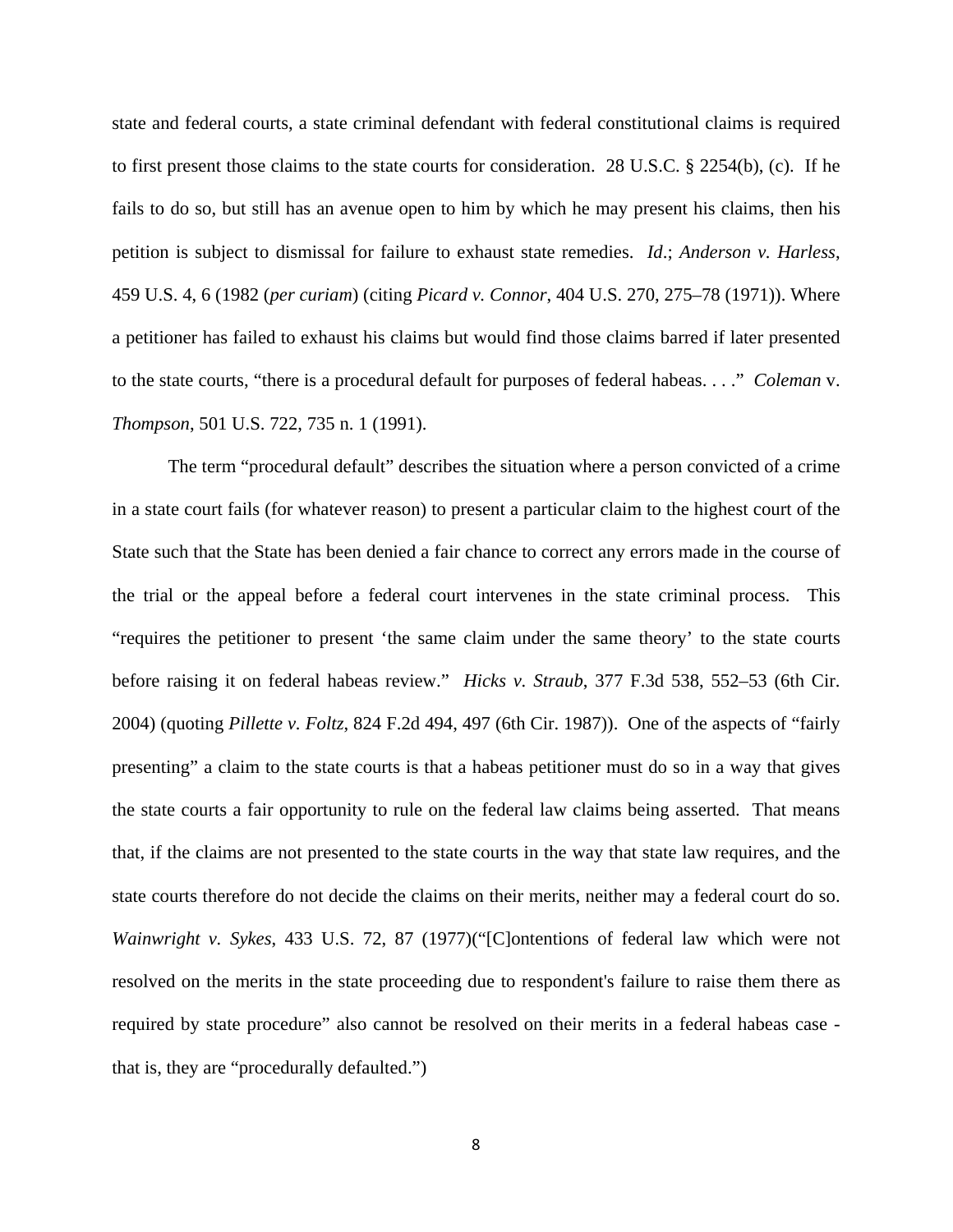state and federal courts, a state criminal defendant with federal constitutional claims is required to first present those claims to the state courts for consideration. 28 U.S.C. § 2254(b), (c). If he fails to do so, but still has an avenue open to him by which he may present his claims, then his petition is subject to dismissal for failure to exhaust state remedies. *Id*.; *Anderson v. Harless*, 459 U.S. 4, 6 (1982 (*per curiam*) (citing *Picard v. Connor*, 404 U.S. 270, 275–78 (1971)). Where a petitioner has failed to exhaust his claims but would find those claims barred if later presented to the state courts, "there is a procedural default for purposes of federal habeas. . . ." *Coleman* v. *Thompson*, 501 U.S. 722, 735 n. 1 (1991).

The term "procedural default" describes the situation where a person convicted of a crime in a state court fails (for whatever reason) to present a particular claim to the highest court of the State such that the State has been denied a fair chance to correct any errors made in the course of the trial or the appeal before a federal court intervenes in the state criminal process. This "requires the petitioner to present 'the same claim under the same theory' to the state courts before raising it on federal habeas review." *Hicks v. Straub*, 377 F.3d 538, 552–53 (6th Cir. 2004) (quoting *Pillette v. Foltz*, 824 F.2d 494, 497 (6th Cir. 1987)). One of the aspects of "fairly presenting" a claim to the state courts is that a habeas petitioner must do so in a way that gives the state courts a fair opportunity to rule on the federal law claims being asserted. That means that, if the claims are not presented to the state courts in the way that state law requires, and the state courts therefore do not decide the claims on their merits, neither may a federal court do so. *Wainwright v. Sykes*, 433 U.S. 72, 87 (1977)("[C]ontentions of federal law which were not resolved on the merits in the state proceeding due to respondent's failure to raise them there as required by state procedure" also cannot be resolved on their merits in a federal habeas case - that is, they are "procedurally defaulted.")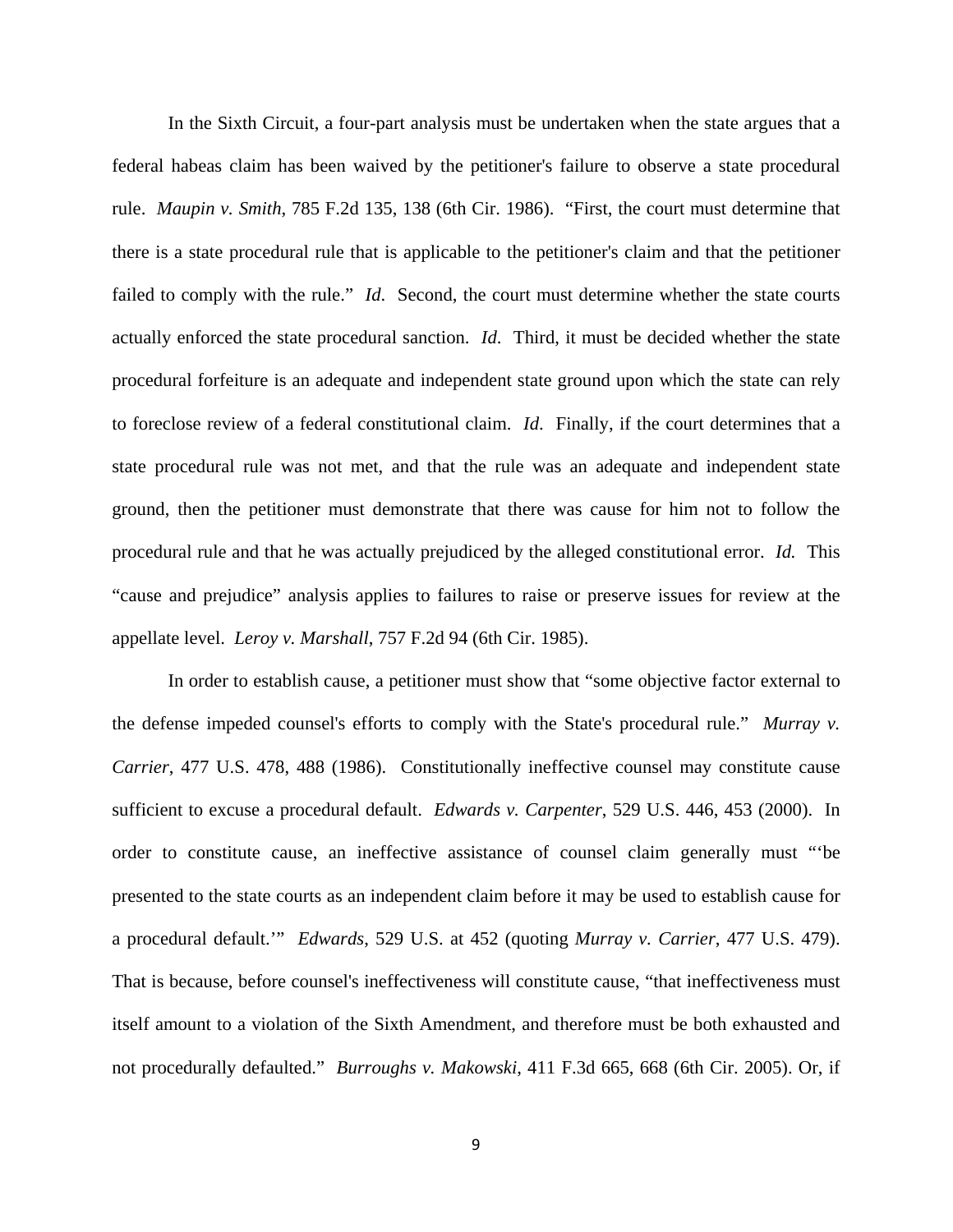In the Sixth Circuit, a four-part analysis must be undertaken when the state argues that a federal habeas claim has been waived by the petitioner's failure to observe a state procedural rule. *Maupin v. Smith*, 785 F.2d 135, 138 (6th Cir. 1986). "First, the court must determine that there is a state procedural rule that is applicable to the petitioner's claim and that the petitioner failed to comply with the rule." *Id*. Second, the court must determine whether the state courts actually enforced the state procedural sanction. *Id*. Third, it must be decided whether the state procedural forfeiture is an adequate and independent state ground upon which the state can rely to foreclose review of a federal constitutional claim. *Id*. Finally, if the court determines that a state procedural rule was not met, and that the rule was an adequate and independent state ground, then the petitioner must demonstrate that there was cause for him not to follow the procedural rule and that he was actually prejudiced by the alleged constitutional error. *Id.* This "cause and prejudice" analysis applies to failures to raise or preserve issues for review at the appellate level. *Leroy v. Marshall*, 757 F.2d 94 (6th Cir. 1985).

In order to establish cause, a petitioner must show that "some objective factor external to the defense impeded counsel's efforts to comply with the State's procedural rule." *Murray v. Carrier*, 477 U.S. 478, 488 (1986). Constitutionally ineffective counsel may constitute cause sufficient to excuse a procedural default. *Edwards v. Carpenter*, 529 U.S. 446, 453 (2000). In order to constitute cause, an ineffective assistance of counsel claim generally must "'be presented to the state courts as an independent claim before it may be used to establish cause for a procedural default.'" *Edwards*, 529 U.S. at 452 (quoting *Murray v. Carrier*, 477 U.S. 479). That is because, before counsel's ineffectiveness will constitute cause, "that ineffectiveness must itself amount to a violation of the Sixth Amendment, and therefore must be both exhausted and not procedurally defaulted." *Burroughs v. Makowski*, 411 F.3d 665, 668 (6th Cir. 2005). Or, if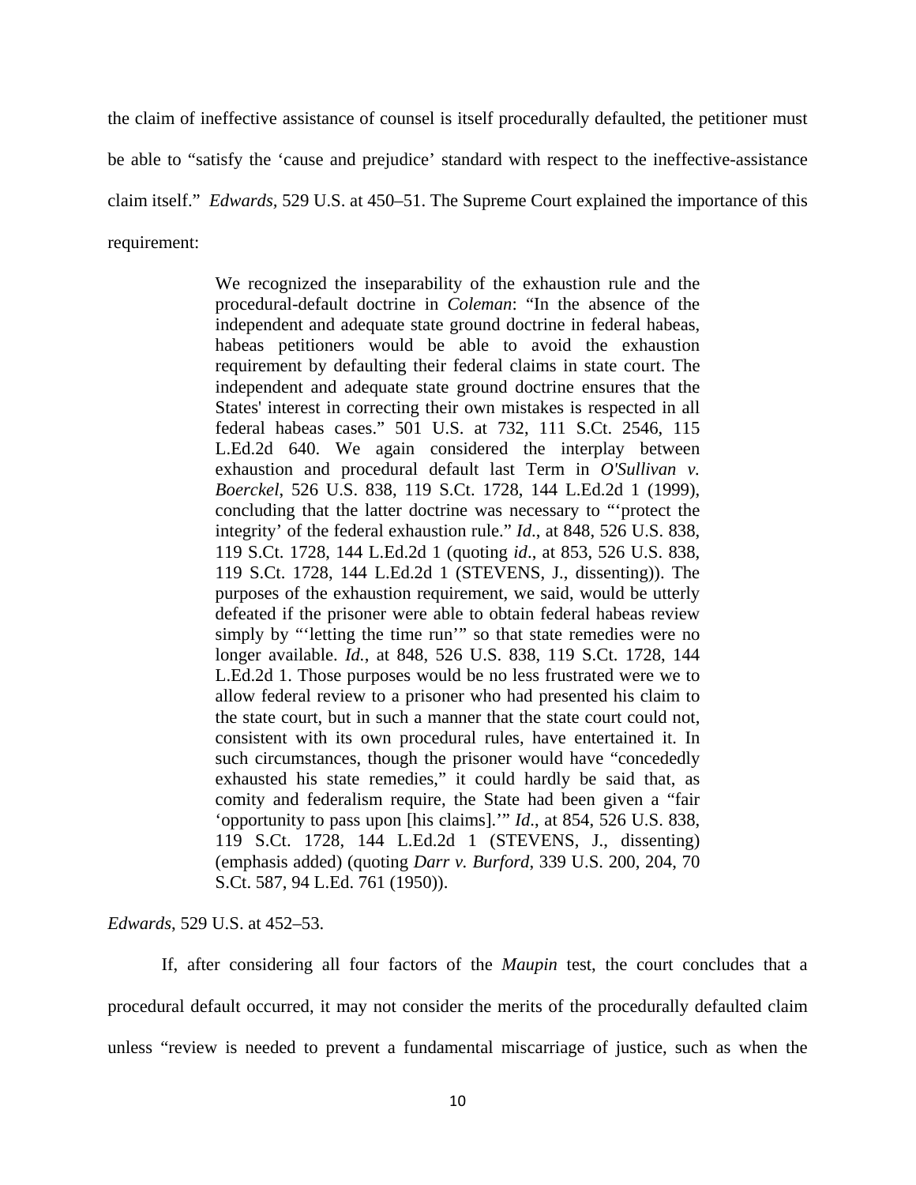the claim of ineffective assistance of counsel is itself procedurally defaulted, the petitioner must be able to "satisfy the 'cause and prejudice' standard with respect to the ineffective-assistance claim itself." *Edwards*, 529 U.S. at 450–51. The Supreme Court explained the importance of this requirement:

> We recognized the inseparability of the exhaustion rule and the procedural-default doctrine in *Coleman*: "In the absence of the independent and adequate state ground doctrine in federal habeas, habeas petitioners would be able to avoid the exhaustion requirement by defaulting their federal claims in state court. The independent and adequate state ground doctrine ensures that the States' interest in correcting their own mistakes is respected in all federal habeas cases." 501 U.S. at 732, 111 S.Ct. 2546, 115 L.Ed.2d 640. We again considered the interplay between exhaustion and procedural default last Term in *O'Sullivan v. Boerckel*, 526 U.S. 838, 119 S.Ct. 1728, 144 L.Ed.2d 1 (1999), concluding that the latter doctrine was necessary to "'protect the integrity' of the federal exhaustion rule." *Id*., at 848, 526 U.S. 838, 119 S.Ct. 1728, 144 L.Ed.2d 1 (quoting *id*., at 853, 526 U.S. 838, 119 S.Ct. 1728, 144 L.Ed.2d 1 (STEVENS, J., dissenting)). The purposes of the exhaustion requirement, we said, would be utterly defeated if the prisoner were able to obtain federal habeas review simply by "'letting the time run'" so that state remedies were no longer available. *Id.*, at 848, 526 U.S. 838, 119 S.Ct. 1728, 144 L.Ed.2d 1. Those purposes would be no less frustrated were we to allow federal review to a prisoner who had presented his claim to the state court, but in such a manner that the state court could not, consistent with its own procedural rules, have entertained it. In such circumstances, though the prisoner would have "concededly exhausted his state remedies," it could hardly be said that, as comity and federalism require, the State had been given a "fair 'opportunity to pass upon [his claims].'" *Id*., at 854, 526 U.S. 838, 119 S.Ct. 1728, 144 L.Ed.2d 1 (STEVENS, J., dissenting) (emphasis added) (quoting *Darr v. Burford*, 339 U.S. 200, 204, 70 S.Ct. 587, 94 L.Ed. 761 (1950)).

*Edwards*, 529 U.S. at 452–53.

If, after considering all four factors of the *Maupin* test, the court concludes that a procedural default occurred, it may not consider the merits of the procedurally defaulted claim unless "review is needed to prevent a fundamental miscarriage of justice, such as when the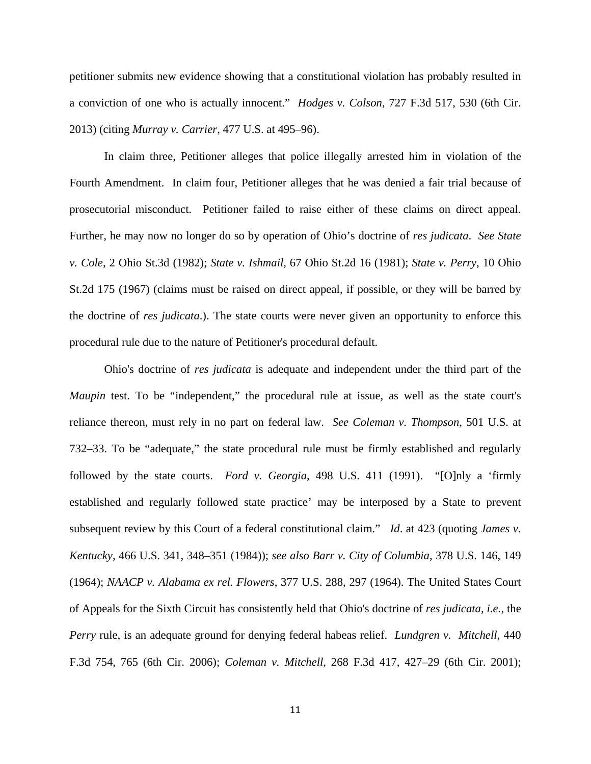petitioner submits new evidence showing that a constitutional violation has probably resulted in a conviction of one who is actually innocent." *Hodges v. Colson*, 727 F.3d 517, 530 (6th Cir. 2013) (citing *Murray v. Carrier*, 477 U.S. at 495–96).

In claim three, Petitioner alleges that police illegally arrested him in violation of the Fourth Amendment. In claim four, Petitioner alleges that he was denied a fair trial because of prosecutorial misconduct. Petitioner failed to raise either of these claims on direct appeal. Further, he may now no longer do so by operation of Ohio's doctrine of *res judicata*. *See State v. Cole*, 2 Ohio St.3d (1982); *State v. Ishmail*, 67 Ohio St.2d 16 (1981); *State v. Perry*, 10 Ohio St.2d 175 (1967) (claims must be raised on direct appeal, if possible, or they will be barred by the doctrine of *res judicata*.). The state courts were never given an opportunity to enforce this procedural rule due to the nature of Petitioner's procedural default.

Ohio's doctrine of *res judicata* is adequate and independent under the third part of the *Maupin* test. To be "independent," the procedural rule at issue, as well as the state court's reliance thereon, must rely in no part on federal law. *See Coleman v. Thompson*, 501 U.S. at 732–33. To be "adequate," the state procedural rule must be firmly established and regularly followed by the state courts. *Ford v. Georgia*, 498 U.S. 411 (1991). "[O]nly a 'firmly established and regularly followed state practice' may be interposed by a State to prevent subsequent review by this Court of a federal constitutional claim." *Id*. at 423 (quoting *James v. Kentucky*, 466 U.S. 341, 348–351 (1984)); *see also Barr v. City of Columbia*, 378 U.S. 146, 149 (1964); *NAACP v. Alabama ex rel. Flowers*, 377 U.S. 288, 297 (1964). The United States Court of Appeals for the Sixth Circuit has consistently held that Ohio's doctrine of *res judicata, i.e.*, the *Perry* rule, is an adequate ground for denying federal habeas relief. *Lundgren v. Mitchell*, 440 F.3d 754, 765 (6th Cir. 2006); *Coleman v. Mitchell*, 268 F.3d 417, 427–29 (6th Cir. 2001);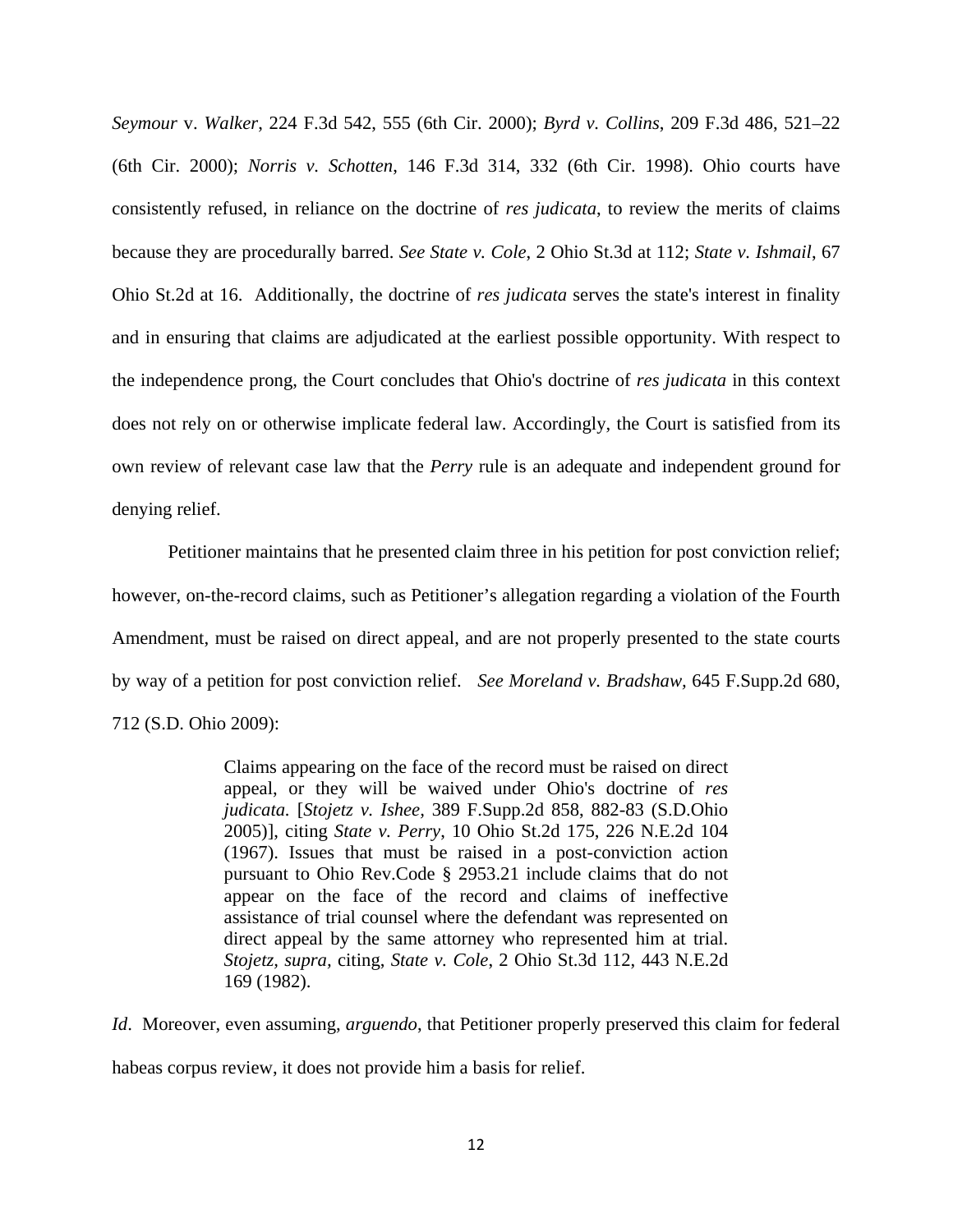*Seymour* v. *Walker*, 224 F.3d 542, 555 (6th Cir. 2000); *Byrd v. Collins*, 209 F.3d 486, 521–22 (6th Cir. 2000); *Norris v. Schotten*, 146 F.3d 314, 332 (6th Cir. 1998). Ohio courts have consistently refused, in reliance on the doctrine of *res judicata*, to review the merits of claims because they are procedurally barred. *See State v. Cole*, 2 Ohio St.3d at 112; *State v. Ishmail*, 67 Ohio St.2d at 16. Additionally, the doctrine of *res judicata* serves the state's interest in finality and in ensuring that claims are adjudicated at the earliest possible opportunity. With respect to the independence prong, the Court concludes that Ohio's doctrine of *res judicata* in this context does not rely on or otherwise implicate federal law. Accordingly, the Court is satisfied from its own review of relevant case law that the *Perry* rule is an adequate and independent ground for denying relief.

Petitioner maintains that he presented claim three in his petition for post conviction relief; however, on-the-record claims, such as Petitioner's allegation regarding a violation of the Fourth Amendment, must be raised on direct appeal, and are not properly presented to the state courts by way of a petition for post conviction relief. *See Moreland v. Bradshaw,* 645 F.Supp.2d 680, 712 (S.D. Ohio 2009):

> Claims appearing on the face of the record must be raised on direct appeal, or they will be waived under Ohio's doctrine of *res judicata.* [*Stojetz v. Ishee,* 389 F.Supp.2d 858, 882-83 (S.D.Ohio 2005)], citing *State v. Perry*, 10 Ohio St.2d 175, 226 N.E.2d 104 (1967). Issues that must be raised in a post-conviction action pursuant to Ohio Rev.Code § 2953.21 include claims that do not appear on the face of the record and claims of ineffective assistance of trial counsel where the defendant was represented on direct appeal by the same attorney who represented him at trial. *Stojetz, supra,* citing, *State v. Cole,* 2 Ohio St.3d 112, 443 N.E.2d 169 (1982).

*Id*. Moreover, even assuming, *arguendo*, that Petitioner properly preserved this claim for federal habeas corpus review, it does not provide him a basis for relief.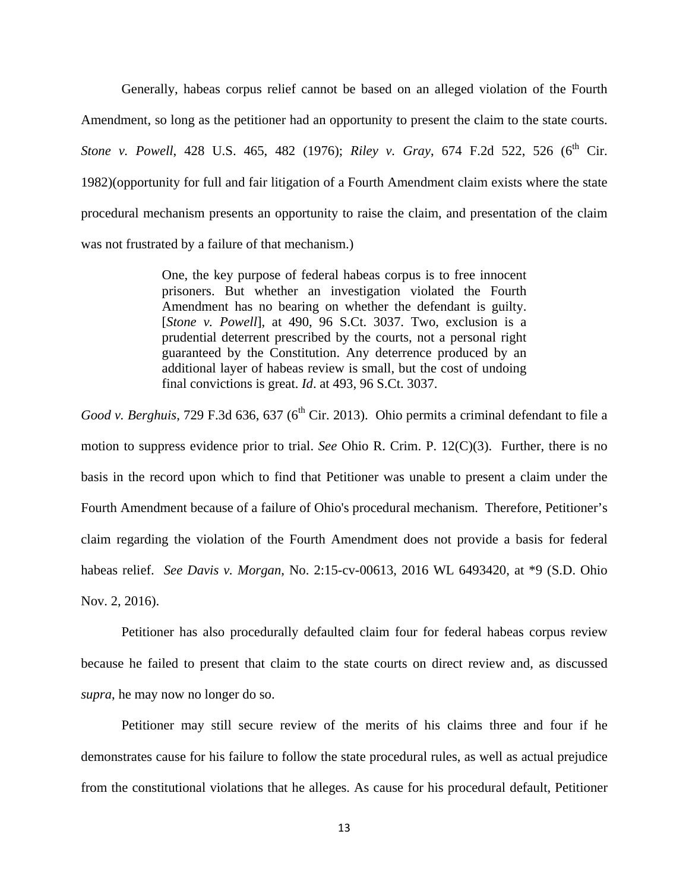Generally, habeas corpus relief cannot be based on an alleged violation of the Fourth Amendment, so long as the petitioner had an opportunity to present the claim to the state courts. *Stone v. Powell*, 428 U.S. 465, 482 (1976); *Riley v. Gray*, 674 F.2d 522, 526 (6th Cir. 1982)(opportunity for full and fair litigation of a Fourth Amendment claim exists where the state procedural mechanism presents an opportunity to raise the claim, and presentation of the claim was not frustrated by a failure of that mechanism.)

> One, the key purpose of federal habeas corpus is to free innocent prisoners. But whether an investigation violated the Fourth Amendment has no bearing on whether the defendant is guilty. [*Stone v. Powell*], at 490, 96 S.Ct. 3037. Two, exclusion is a prudential deterrent prescribed by the courts, not a personal right guaranteed by the Constitution. Any deterrence produced by an additional layer of habeas review is small, but the cost of undoing final convictions is great. *Id*. at 493, 96 S.Ct. 3037.

*Good v. Berghuis*, 729 F.3d 636, 637 (6th Cir. 2013). Ohio permits a criminal defendant to file a motion to suppress evidence prior to trial. *See* Ohio R. Crim. P. 12(C)(3). Further, there is no basis in the record upon which to find that Petitioner was unable to present a claim under the Fourth Amendment because of a failure of Ohio's procedural mechanism. Therefore, Petitioner's claim regarding the violation of the Fourth Amendment does not provide a basis for federal habeas relief. *See Davis v. Morgan*, No. 2:15-cv-00613, 2016 WL 6493420, at *9 (S.D. Ohio Nov. 2, 2016).

Petitioner has also procedurally defaulted claim four for federal habeas corpus review because he failed to present that claim to the state courts on direct review and, as discussed *supra*, he may now no longer do so.

Petitioner may still secure review of the merits of his claims three and four if he demonstrates cause for his failure to follow the state procedural rules, as well as actual prejudice from the constitutional violations that he alleges. As cause for his procedural default, Petitioner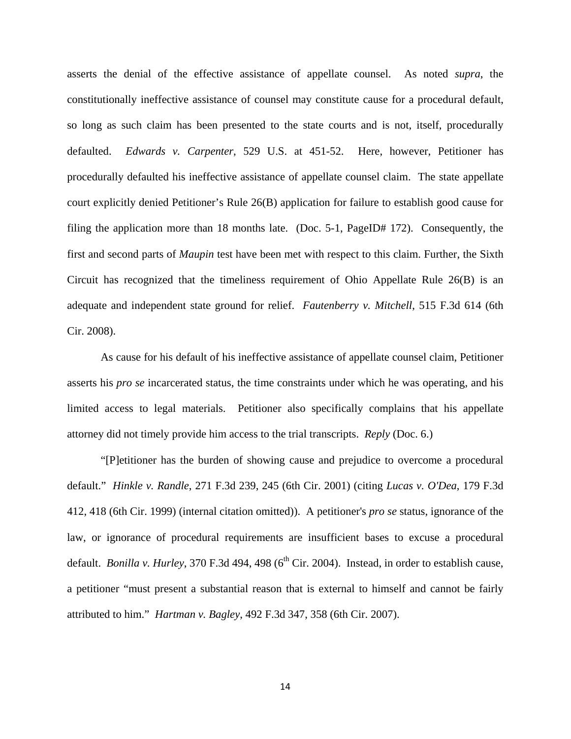asserts the denial of the effective assistance of appellate counsel. As noted *supra*, the constitutionally ineffective assistance of counsel may constitute cause for a procedural default, so long as such claim has been presented to the state courts and is not, itself, procedurally defaulted. *Edwards v. Carpenter*, 529 U.S. at 451-52. Here, however, Petitioner has procedurally defaulted his ineffective assistance of appellate counsel claim. The state appellate court explicitly denied Petitioner's Rule 26(B) application for failure to establish good cause for filing the application more than 18 months late. (Doc. 5-1, PageID# 172). Consequently, the first and second parts of *Maupin* test have been met with respect to this claim. Further, the Sixth Circuit has recognized that the timeliness requirement of Ohio Appellate Rule 26(B) is an adequate and independent state ground for relief. *Fautenberry v. Mitchell*, 515 F.3d 614 (6th Cir. 2008).

As cause for his default of his ineffective assistance of appellate counsel claim, Petitioner asserts his *pro se* incarcerated status, the time constraints under which he was operating, and his limited access to legal materials. Petitioner also specifically complains that his appellate attorney did not timely provide him access to the trial transcripts. *Reply* (Doc. 6.)

"[P]etitioner has the burden of showing cause and prejudice to overcome a procedural default." *Hinkle v. Randle*, 271 F.3d 239, 245 (6th Cir. 2001) (citing *Lucas v. O'Dea*, 179 F.3d 412, 418 (6th Cir. 1999) (internal citation omitted)). A petitioner's *pro se* status, ignorance of the law, or ignorance of procedural requirements are insufficient bases to excuse a procedural default. *Bonilla v. Hurley*, 370 F.3d 494, 498 (6th Cir. 2004). Instead, in order to establish cause, a petitioner "must present a substantial reason that is external to himself and cannot be fairly attributed to him." *Hartman v. Bagley*, 492 F.3d 347, 358 (6th Cir. 2007).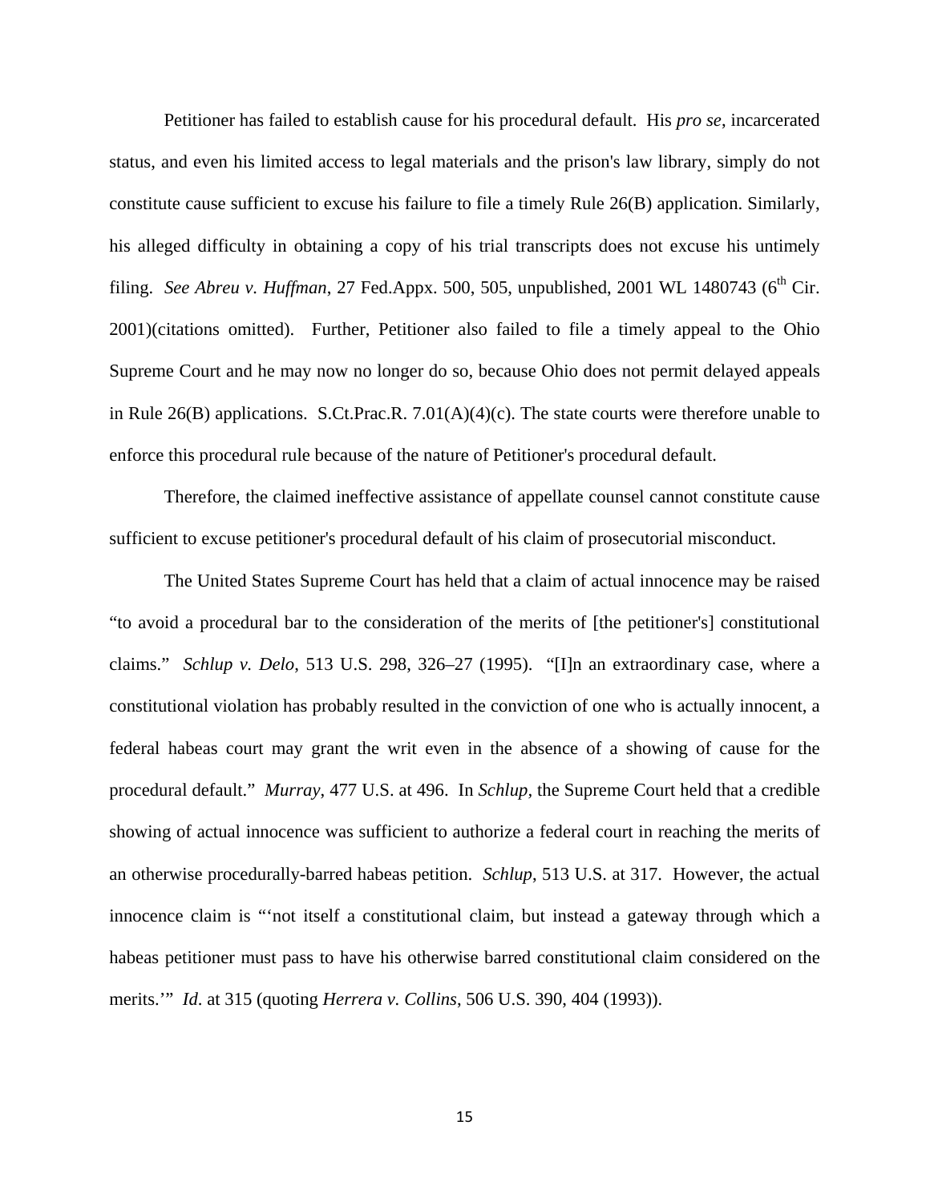Petitioner has failed to establish cause for his procedural default. His *pro se*, incarcerated status, and even his limited access to legal materials and the prison's law library, simply do not constitute cause sufficient to excuse his failure to file a timely Rule 26(B) application. Similarly, his alleged difficulty in obtaining a copy of his trial transcripts does not excuse his untimely filing. *See Abreu v. Huffman*, 27 Fed.Appx. 500, 505, unpublished, 2001 WL 1480743 (6th Cir. 2001)(citations omitted). Further, Petitioner also failed to file a timely appeal to the Ohio Supreme Court and he may now no longer do so, because Ohio does not permit delayed appeals in Rule 26(B) applications. S.Ct.Prac.R. 7.01(A)(4)(c). The state courts were therefore unable to enforce this procedural rule because of the nature of Petitioner's procedural default.

Therefore, the claimed ineffective assistance of appellate counsel cannot constitute cause sufficient to excuse petitioner's procedural default of his claim of prosecutorial misconduct.

The United States Supreme Court has held that a claim of actual innocence may be raised "to avoid a procedural bar to the consideration of the merits of [the petitioner's] constitutional claims." *Schlup v. Delo*, 513 U.S. 298, 326–27 (1995). "[I]n an extraordinary case, where a constitutional violation has probably resulted in the conviction of one who is actually innocent, a federal habeas court may grant the writ even in the absence of a showing of cause for the procedural default." *Murray*, 477 U.S. at 496. In *Schlup*, the Supreme Court held that a credible showing of actual innocence was sufficient to authorize a federal court in reaching the merits of an otherwise procedurally-barred habeas petition. *Schlup*, 513 U.S. at 317. However, the actual innocence claim is "'not itself a constitutional claim, but instead a gateway through which a habeas petitioner must pass to have his otherwise barred constitutional claim considered on the merits.'" *Id*. at 315 (quoting *Herrera v. Collins*, 506 U.S. 390, 404 (1993)).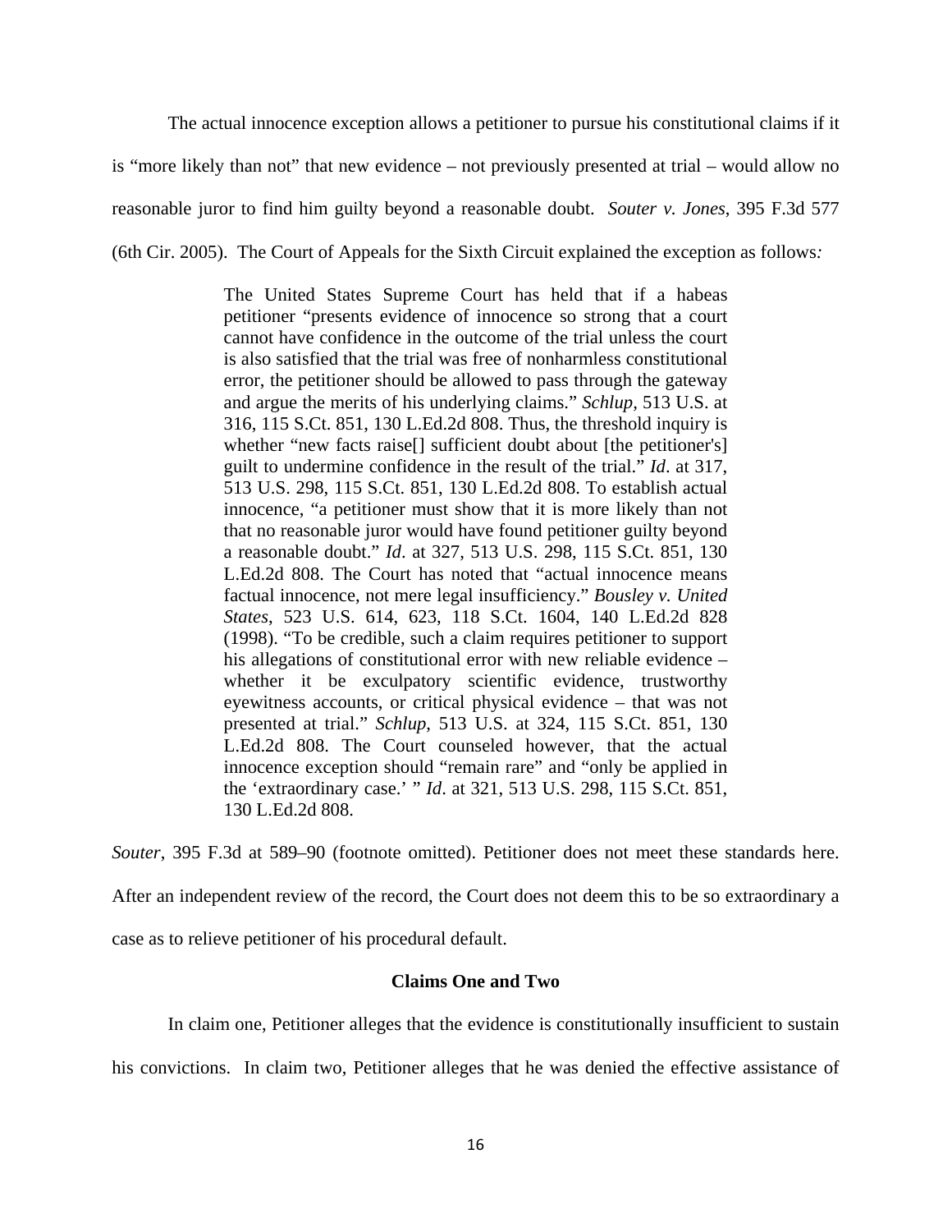The actual innocence exception allows a petitioner to pursue his constitutional claims if it is "more likely than not" that new evidence – not previously presented at trial – would allow no reasonable juror to find him guilty beyond a reasonable doubt. *Souter v. Jones*, 395 F.3d 577 (6th Cir. 2005). The Court of Appeals for the Sixth Circuit explained the exception as follows*:*

> The United States Supreme Court has held that if a habeas petitioner "presents evidence of innocence so strong that a court cannot have confidence in the outcome of the trial unless the court is also satisfied that the trial was free of nonharmless constitutional error, the petitioner should be allowed to pass through the gateway and argue the merits of his underlying claims." *Schlup,* 513 U.S. at 316, 115 S.Ct. 851, 130 L.Ed.2d 808. Thus, the threshold inquiry is whether "new facts raise[] sufficient doubt about [the petitioner's] guilt to undermine confidence in the result of the trial." *Id*. at 317, 513 U.S. 298, 115 S.Ct. 851, 130 L.Ed.2d 808. To establish actual innocence, "a petitioner must show that it is more likely than not that no reasonable juror would have found petitioner guilty beyond a reasonable doubt." *Id*. at 327, 513 U.S. 298, 115 S.Ct. 851, 130 L.Ed.2d 808. The Court has noted that "actual innocence means factual innocence, not mere legal insufficiency." *Bousley v. United States*, 523 U.S. 614, 623, 118 S.Ct. 1604, 140 L.Ed.2d 828 (1998). "To be credible, such a claim requires petitioner to support his allegations of constitutional error with new reliable evidence – whether it be exculpatory scientific evidence, trustworthy eyewitness accounts, or critical physical evidence – that was not presented at trial." *Schlup*, 513 U.S. at 324, 115 S.Ct. 851, 130 L.Ed.2d 808. The Court counseled however, that the actual innocence exception should "remain rare" and "only be applied in the 'extraordinary case.' " *Id*. at 321, 513 U.S. 298, 115 S.Ct. 851, 130 L.Ed.2d 808.

*Souter*, 395 F.3d at 589–90 (footnote omitted). Petitioner does not meet these standards here. After an independent review of the record, the Court does not deem this to be so extraordinary a case as to relieve petitioner of his procedural default.

**Claims One and Two**

In claim one, Petitioner alleges that the evidence is constitutionally insufficient to sustain his convictions. In claim two, Petitioner alleges that he was denied the effective assistance of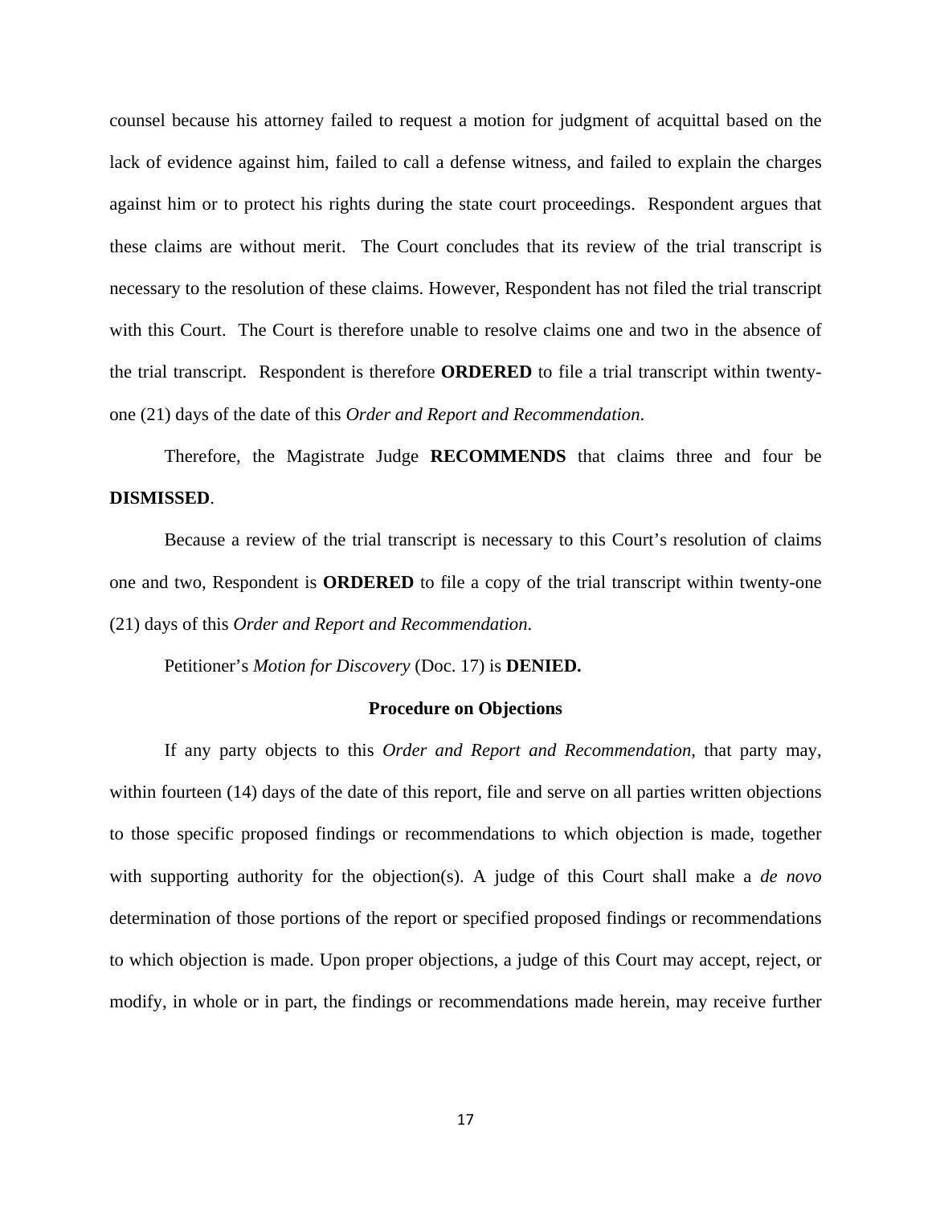counsel because his attorney failed to request a motion for judgment of acquittal based on the lack of evidence against him, failed to call a defense witness, and failed to explain the charges against him or to protect his rights during the state court proceedings. Respondent argues that these claims are without merit. The Court concludes that its review of the trial transcript is necessary to the resolution of these claims. However, Respondent has not filed the trial transcript with this Court. The Court is therefore unable to resolve claims one and two in the absence of the trial transcript. Respondent is therefore **ORDERED** to file a trial transcript within twenty-one (21) days of the date of this *Order and Report and Recommendation*.

Therefore, the Magistrate Judge **RECOMMENDS** that claims three and four be **DISMISSED**.

Because a review of the trial transcript is necessary to this Court's resolution of claims one and two, Respondent is **ORDERED** to file a copy of the trial transcript within twenty-one (21) days of this *Order and Report and Recommendation*.

Petitioner's *Motion for Discovery* (Doc. 17) is **DENIED.**

**Procedure on Objections**

If any party objects to this *Order and Report and Recommendation*, that party may, within fourteen (14) days of the date of this report, file and serve on all parties written objections to those specific proposed findings or recommendations to which objection is made, together with supporting authority for the objection(s). A judge of this Court shall make a *de novo* determination of those portions of the report or specified proposed findings or recommendations to which objection is made. Upon proper objections, a judge of this Court may accept, reject, or modify, in whole or in part, the findings or recommendations made herein, may receive further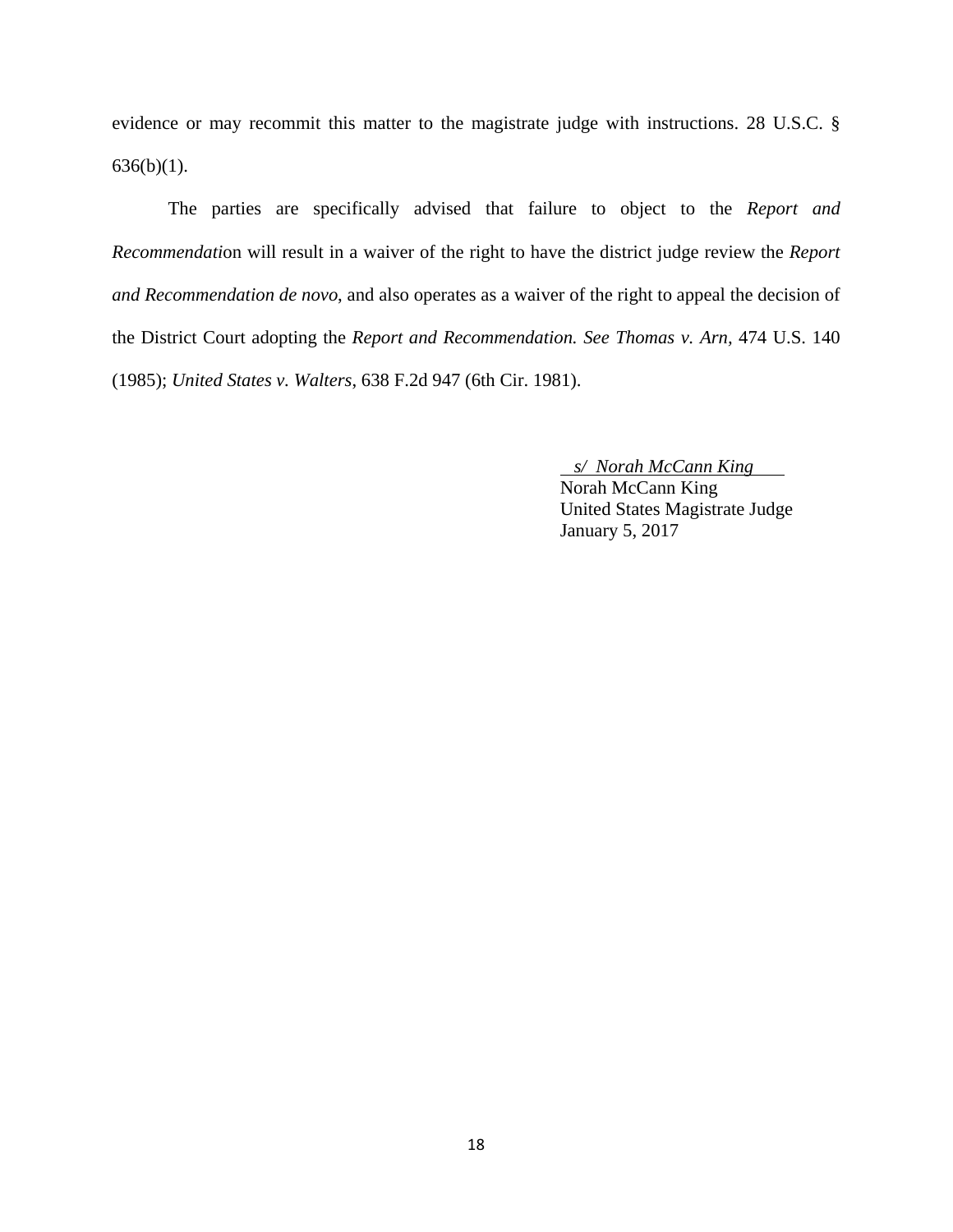evidence or may recommit this matter to the magistrate judge with instructions. 28 U.S.C. § 636(b)(1).

The parties are specifically advised that failure to object to the *Report and Recommendation* will result in a waiver of the right to have the district judge review the *Report and Recommendation de novo*, and also operates as a waiver of the right to appeal the decision of the District Court adopting the *Report and Recommendation. See Thomas v. Arn*, 474 U.S. 140 (1985); *United States v. Walters*, 638 F.2d 947 (6th Cir. 1981).

*s/ Norah McCann King*
Norah McCann King
United States Magistrate Judge
January 5, 2017